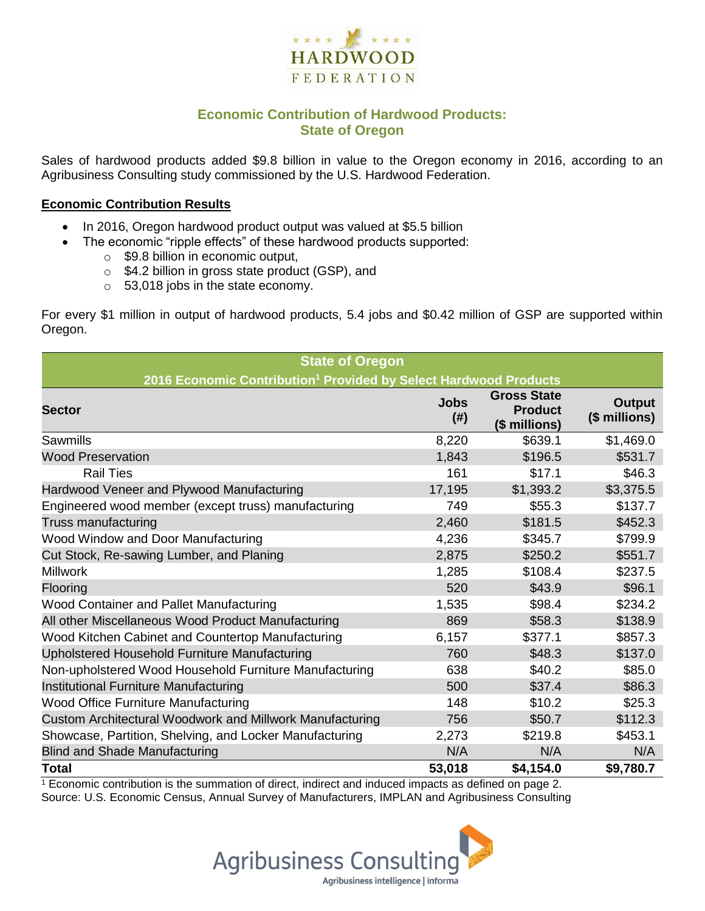# HARDWOOD FEDERATION

## Economic Contribution of Hardwood Products: State of Oregon

Sales of hardwood products added $9.8 billion in value to the Oregon economy in 2016, according to an Agribusiness Consulting study commissioned by the U.S. Hardwood Federation.

**Economic Contribution Results**

- In 2016, Oregon hardwood product output was valued at $5.5 billion
- The economic "ripple effects" of these hardwood products supported:
  - $9.8 billion in economic output,
  - $4.2 billion in gross state product (GSP), and
  - 53,018 jobs in the state economy.

For every $1 million in output of hardwood products, 5.4 jobs and $0.42 million of GSP are supported within Oregon.

**State of Oregon**
**2016 Economic Contribution[1] Provided by Select Hardwood Products**

| Sector | Jobs (#) | Gross State Product ($ millions) | Output ($ millions) |
|---|---|---|---|
| Sawmills | 8,220 | $639.1 | $1,469.0 |
| Wood Preservation | 1,843 | $196.5 | $531.7 |
| Rail Ties | 161 | $17.1 | $46.3 |
| Hardwood Veneer and Plywood Manufacturing | 17,195 | $1,393.2 | $3,375.5 |
| Engineered wood member (except truss) manufacturing | 749 | $55.3 | $137.7 |
| Truss manufacturing | 2,460 | $181.5 | $452.3 |
| Wood Window and Door Manufacturing | 4,236 | $345.7 | $799.9 |
| Cut Stock, Re-sawing Lumber, and Planing | 2,875 | $250.2 | $551.7 |
| Millwork | 1,285 | $108.4 | $237.5 |
| Flooring | 520 | $43.9 | $96.1 |
| Wood Container and Pallet Manufacturing | 1,535 | $98.4 | $234.2 |
| All other Miscellaneous Wood Product Manufacturing | 869 | $58.3 | $138.9 |
| Wood Kitchen Cabinet and Countertop Manufacturing | 6,157 | $377.1 | $857.3 |
| Upholstered Household Furniture Manufacturing | 760 | $48.3 | $137.0 |
| Non-upholstered Wood Household Furniture Manufacturing | 638 | $40.2 | $85.0 |
| Institutional Furniture Manufacturing | 500 | $37.4 | $86.3 |
| Wood Office Furniture Manufacturing | 148 | $10.2 | $25.3 |
| Custom Architectural Woodwork and Millwork Manufacturing | 756 | $50.7 | $112.3 |
| Showcase, Partition, Shelving, and Locker Manufacturing | 2,273 | $219.8 | $453.1 |
| Blind and Shade Manufacturing | N/A | N/A | N/A |
| **Total** | **53,018** | **$4,154.0** | **$9,780.7** |

[1] Economic contribution is the summation of direct, indirect and induced impacts as defined on page 2.
Source: U.S. Economic Census, Annual Survey of Manufacturers, IMPLAN and Agribusiness Consulting

Agribusiness Consulting
Agribusiness intelligence | informa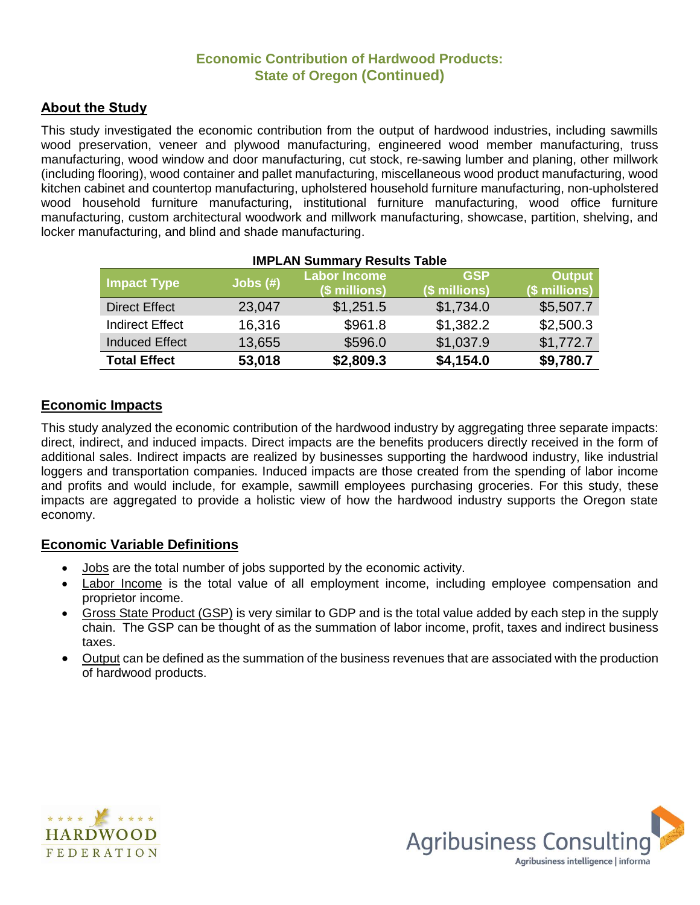# Economic Contribution of Hardwood Products: State of Oregon (Continued)

## About the Study

This study investigated the economic contribution from the output of hardwood industries, including sawmills wood preservation, veneer and plywood manufacturing, engineered wood member manufacturing, truss manufacturing, wood window and door manufacturing, cut stock, re-sawing lumber and planing, other millwork (including flooring), wood container and pallet manufacturing, miscellaneous wood product manufacturing, wood kitchen cabinet and countertop manufacturing, upholstered household furniture manufacturing, non-upholstered wood household furniture manufacturing, institutional furniture manufacturing, wood office furniture manufacturing, custom architectural woodwork and millwork manufacturing, showcase, partition, shelving, and locker manufacturing, and blind and shade manufacturing.

**IMPLAN Summary Results Table**

| Impact Type | Jobs (#) | Labor Income ($ millions) | GSP ($ millions) | Output ($ millions) |
|---|---|---|---|---|
| Direct Effect | 23,047 | $1,251.5 | $1,734.0 | $5,507.7 |
| Indirect Effect | 16,316 | $961.8 | $1,382.2 | $2,500.3 |
| Induced Effect | 13,655 | $596.0 | $1,037.9 | $1,772.7 |
| **Total Effect** | **53,018** | **$2,809.3** | **$4,154.0** | **$9,780.7** |

## Economic Impacts

This study analyzed the economic contribution of the hardwood industry by aggregating three separate impacts: direct, indirect, and induced impacts. Direct impacts are the benefits producers directly received in the form of additional sales. Indirect impacts are realized by businesses supporting the hardwood industry, like industrial loggers and transportation companies. Induced impacts are those created from the spending of labor income and profits and would include, for example, sawmill employees purchasing groceries. For this study, these impacts are aggregated to provide a holistic view of how the hardwood industry supports the Oregon state economy.

## Economic Variable Definitions

- Jobs are the total number of jobs supported by the economic activity.
- Labor Income is the total value of all employment income, including employee compensation and proprietor income.
- Gross State Product (GSP) is very similar to GDP and is the total value added by each step in the supply chain. The GSP can be thought of as the summation of labor income, profit, taxes and indirect business taxes.
- Output can be defined as the summation of the business revenues that are associated with the production of hardwood products.

HARDWOOD FEDERATION

Agribusiness Consulting
Agribusiness intelligence | informa